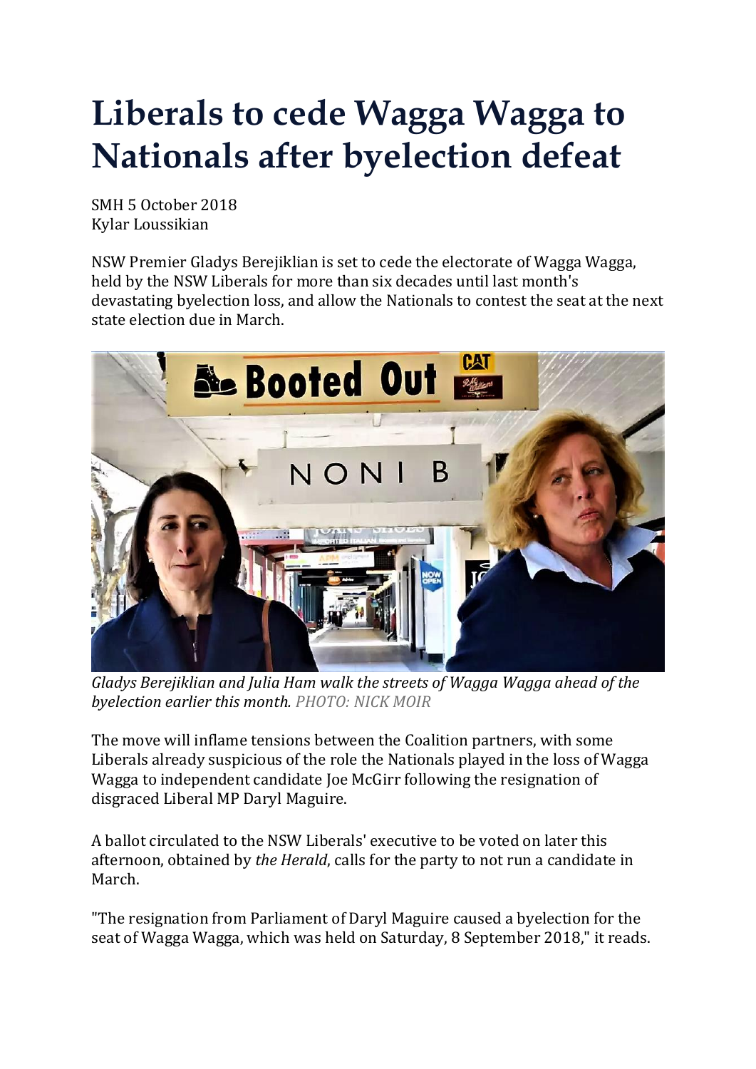# Liberals to cede Wagga Wagga to Nationals after byelection defeat

SMH 5 October 2018
Kylar Loussikian

NSW Premier Gladys Berejiklian is set to cede the electorate of Wagga Wagga, held by the NSW Liberals for more than six decades until last month's devastating byelection loss, and allow the Nationals to contest the seat at the next state election due in March.

*Gladys Berejiklian and Julia Ham walk the streets of Wagga Wagga ahead of the byelection earlier this month. PHOTO: NICK MOIR*

The move will inflame tensions between the Coalition partners, with some Liberals already suspicious of the role the Nationals played in the loss of Wagga Wagga to independent candidate Joe McGirr following the resignation of disgraced Liberal MP Daryl Maguire.

A ballot circulated to the NSW Liberals' executive to be voted on later this afternoon, obtained by *the Herald*, calls for the party to not run a candidate in March.

"The resignation from Parliament of Daryl Maguire caused a byelection for the seat of Wagga Wagga, which was held on Saturday, 8 September 2018," it reads.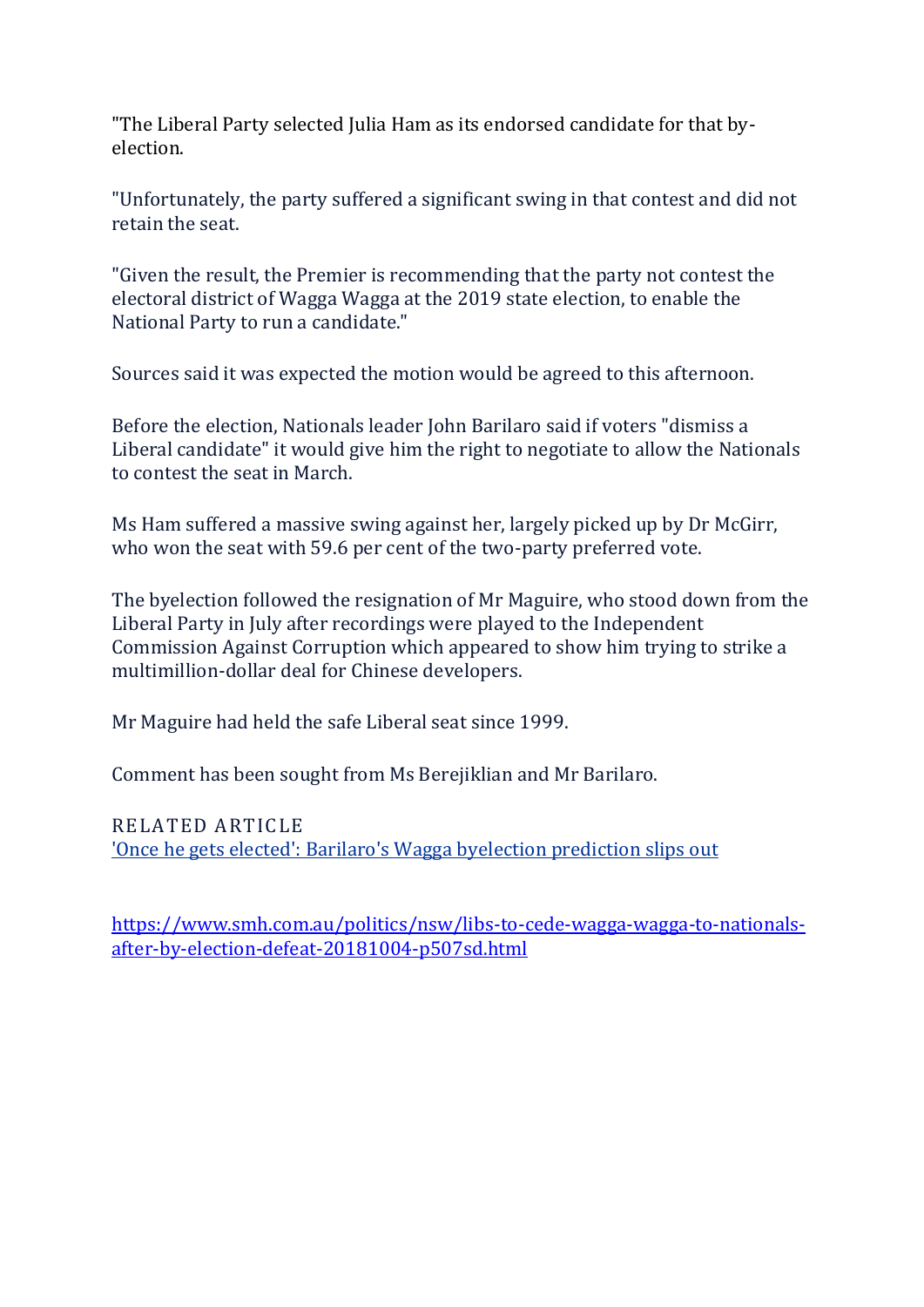"The Liberal Party selected Julia Ham as its endorsed candidate for that by-election.

"Unfortunately, the party suffered a significant swing in that contest and did not retain the seat.

"Given the result, the Premier is recommending that the party not contest the electoral district of Wagga Wagga at the 2019 state election, to enable the National Party to run a candidate."

Sources said it was expected the motion would be agreed to this afternoon.

Before the election, Nationals leader John Barilaro said if voters "dismiss a Liberal candidate" it would give him the right to negotiate to allow the Nationals to contest the seat in March.

Ms Ham suffered a massive swing against her, largely picked up by Dr McGirr, who won the seat with 59.6 per cent of the two-party preferred vote.

The byelection followed the resignation of Mr Maguire, who stood down from the Liberal Party in July after recordings were played to the Independent Commission Against Corruption which appeared to show him trying to strike a multimillion-dollar deal for Chinese developers.

Mr Maguire had held the safe Liberal seat since 1999.

Comment has been sought from Ms Berejiklian and Mr Barilaro.

RELATED ARTICLE
['Once he gets elected': Barilaro's Wagga byelection prediction slips out]

[https://www.smh.com.au/politics/nsw/libs-to-cede-wagga-wagga-to-nationals-after-by-election-defeat-20181004-p507sd.html](https://www.smh.com.au/politics/nsw/libs-to-cede-wagga-wagga-to-nationals-after-by-election-defeat-20181004-p507sd.html)